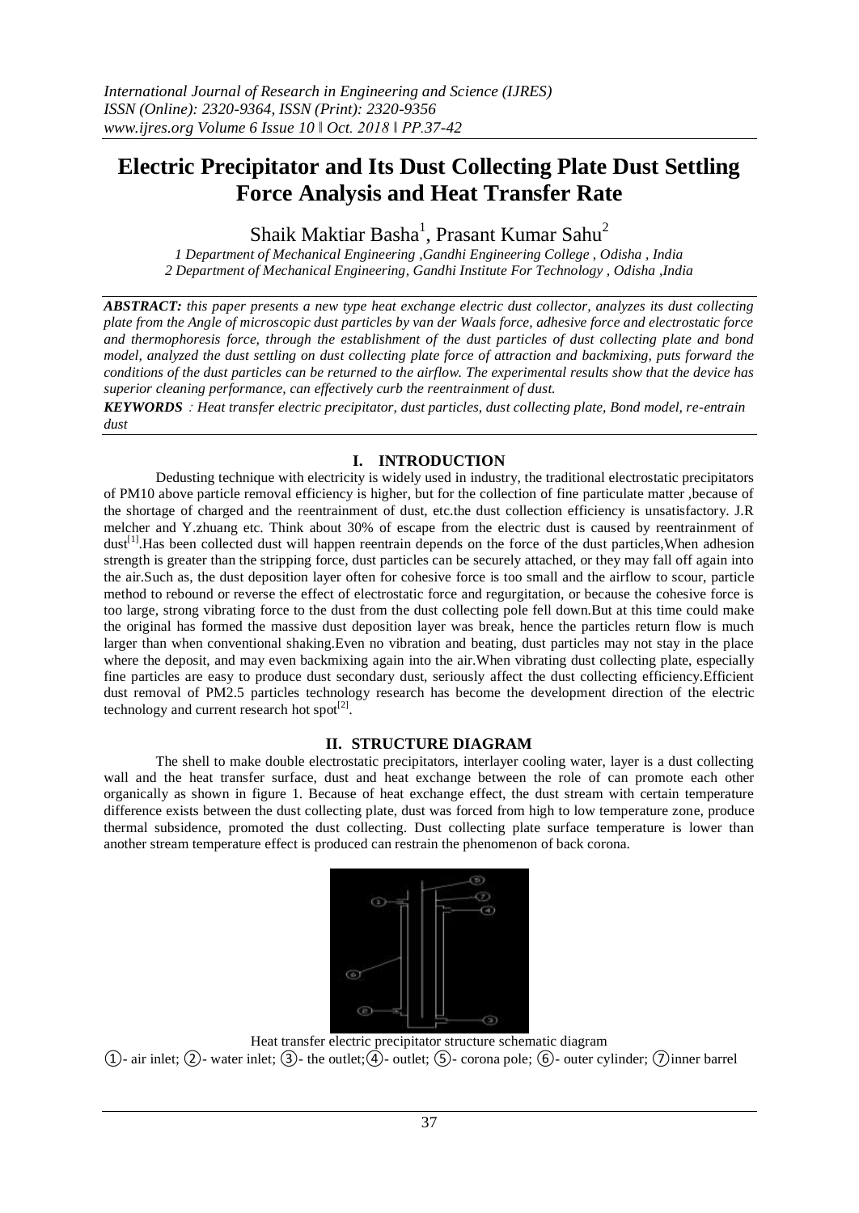# Electric Precipitator and Its Dust Collecting Plate Dust Settling Force Analysis and Heat Transfer Rate

Shaik Maktiar Basha[1], Prasant Kumar Sahu[2]

*1 Department of Mechanical Engineering ,Gandhi Engineering College , Odisha , India*
*2 Department of Mechanical Engineering, Gandhi Institute For Technology , Odisha ,India*

***ABSTRACT:*** *this paper presents a new type heat exchange electric dust collector, analyzes its dust collecting plate from the Angle of microscopic dust particles by van der Waals force, adhesive force and electrostatic force and thermophoresis force, through the establishment of the dust particles of dust collecting plate and bond model, analyzed the dust settling on dust collecting plate force of attraction and backmixing, puts forward the conditions of the dust particles can be returned to the airflow. The experimental results show that the device has superior cleaning performance, can effectively curb the reentrainment of dust.*

***KEYWORDS*** *: Heat transfer electric precipitator, dust particles, dust collecting plate, Bond model, re-entrain dust*

## I. INTRODUCTION

Dedusting technique with electricity is widely used in industry, the traditional electrostatic precipitators of PM10 above particle removal efficiency is higher, but for the collection of fine particulate matter ,because of the shortage of charged and the reentrainment of dust, etc.the dust collection efficiency is unsatisfactory. J.R melcher and Y.zhuang etc. Think about 30% of escape from the electric dust is caused by reentrainment of dust[1].Has been collected dust will happen reentrain depends on the force of the dust particles,When adhesion strength is greater than the stripping force, dust particles can be securely attached, or they may fall off again into the air.Such as, the dust deposition layer often for cohesive force is too small and the airflow to scour, particle method to rebound or reverse the effect of electrostatic force and regurgitation, or because the cohesive force is too large, strong vibrating force to the dust from the dust collecting pole fell down.But at this time could make the original has formed the massive dust deposition layer was break, hence the particles return flow is much larger than when conventional shaking.Even no vibration and beating, dust particles may not stay in the place where the deposit, and may even backmixing again into the air.When vibrating dust collecting plate, especially fine particles are easy to produce dust secondary dust, seriously affect the dust collecting efficiency.Efficient dust removal of PM2.5 particles technology research has become the development direction of the electric technology and current research hot spot[2].

## II. STRUCTURE DIAGRAM

The shell to make double electrostatic precipitators, interlayer cooling water, layer is a dust collecting wall and the heat transfer surface, dust and heat exchange between the role of can promote each other organically as shown in figure 1. Because of heat exchange effect, the dust stream with certain temperature difference exists between the dust collecting plate, dust was forced from high to low temperature zone, produce thermal subsidence, promoted the dust collecting. Dust collecting plate surface temperature is lower than another stream temperature effect is produced can restrain the phenomenon of back corona.

Heat transfer electric precipitator structure schematic diagram

①- air inlet; ②- water inlet; ③- the outlet;④- outlet; ⑤- corona pole; ⑥- outer cylinder; ⑦inner barrel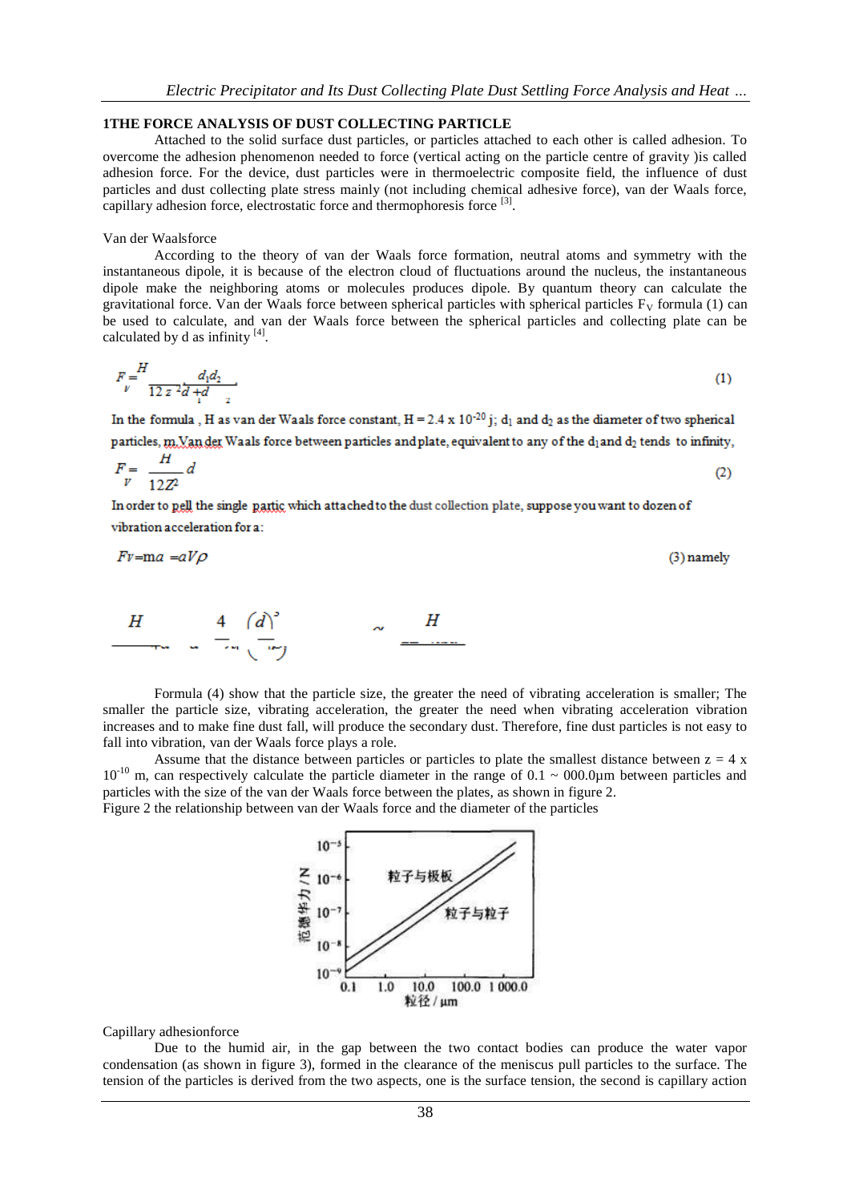## 1THE FORCE ANALYSIS OF DUST COLLECTING PARTICLE

Attached to the solid surface dust particles, or particles attached to each other is called adhesion. To overcome the adhesion phenomenon needed to force (vertical acting on the particle centre of gravity )is called adhesion force. For the device, dust particles were in thermoelectric composite field, the influence of dust particles and dust collecting plate stress mainly (not including chemical adhesive force), van der Waals force, capillary adhesion force, electrostatic force and thermophoresis force [3].

Van der Waalsforce

According to the theory of van der Waals force formation, neutral atoms and symmetry with the instantaneous dipole, it is because of the electron cloud of fluctuations around the nucleus, the instantaneous dipole make the neighboring atoms or molecules produces dipole. By quantum theory can calculate the gravitational force. Van der Waals force between spherical particles with spherical particles $F_V$ formula (1) can be used to calculate, and van der Waals force between the spherical particles and collecting plate can be calculated by d as infinity [4].

$$F_V = \frac{H}{12z^2}\frac{d_1 d_2}{d_1 + d_2} \tag{1}$$

In the formula , H as van der Waals force constant, $H = 2.4 \times 10^{-20}$ j; $d_1$ and $d_2$ as the diameter of two spherical particles, m.Van der Waals force between particles and plate, equivalent to any of the $d_1$ and $d_2$ tends to infinity,

$$F_V = \frac{H}{12Z^2}d \tag{2}$$

In order to pell the single partic which attached to the dust collection plate, suppose you want to dozen of vibration acceleration for a:

$$F_V = ma = aV\rho \tag{3}$$

namely

$$\frac{H}{\quad} \sim \frac{4}{\quad}\left(\frac{d}{\quad}\right)^3 \sim \frac{H}{\quad}$$

Formula (4) show that the particle size, the greater the need of vibrating acceleration is smaller; The smaller the particle size, vibrating acceleration, the greater the need when vibrating acceleration vibration increases and to make fine dust fall, will produce the secondary dust. Therefore, fine dust particles is not easy to fall into vibration, van der Waals force plays a role.

Assume that the distance between particles or particles to plate the smallest distance between $z = 4 \times 10^{-10}$ m, can respectively calculate the particle diameter in the range of 0.1 ~ 000.0μm between particles and particles with the size of the van der Waals force between the plates, as shown in figure 2.

Figure 2 the relationship between van der Waals force and the diameter of the particles

Capillary adhesionforce

Due to the humid air, in the gap between the two contact bodies can produce the water vapor condensation (as shown in figure 3), formed in the clearance of the meniscus pull particles to the surface. The tension of the particles is derived from the two aspects, one is the surface tension, the second is capillary action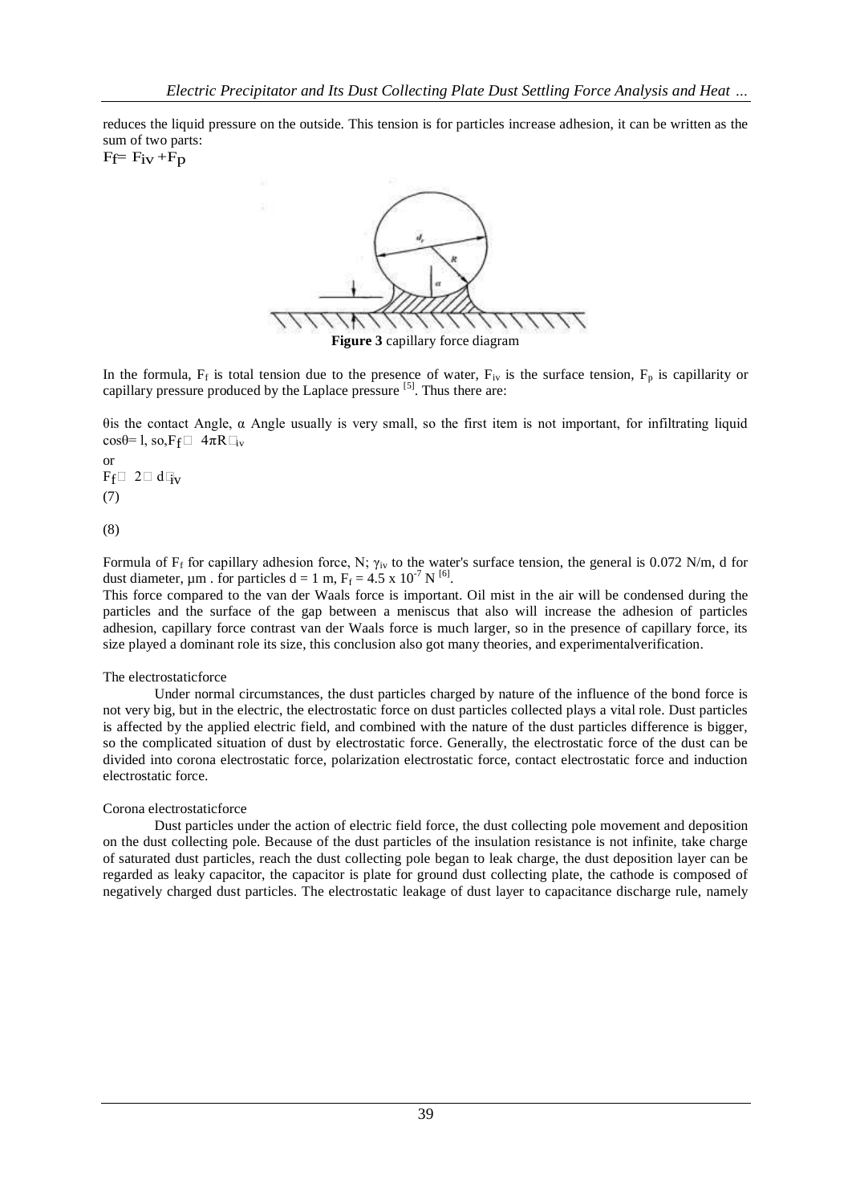reduces the liquid pressure on the outside. This tension is for particles increase adhesion, it can be written as the sum of two parts:

$F_f = F_{iv} + F_p$

**Figure 3** capillary force diagram

In the formula, $F_f$ is total tension due to the presence of water, $F_{iv}$ is the surface tension, $F_p$ is capillarity or capillary pressure produced by the Laplace pressure [5]. Thus there are:

θis the contact Angle, α Angle usually is very small, so the first item is not important, for infiltrating liquid cosθ= l, so,$F_f \approx 4\pi R\gamma_{iv}$

or

$F_f \approx 2\pi d\gamma_{iv}$

(7)

(8)

Formula of $F_f$ for capillary adhesion force, N; $\gamma_{iv}$ to the water's surface tension, the general is 0.072 N/m, d for dust diameter, μm . for particles d = 1 m, $F_f = 4.5 \times 10^{-7}$ N [6].

This force compared to the van der Waals force is important. Oil mist in the air will be condensed during the particles and the surface of the gap between a meniscus that also will increase the adhesion of particles adhesion, capillary force contrast van der Waals force is much larger, so in the presence of capillary force, its size played a dominant role its size, this conclusion also got many theories, and experimentalverification.

The electrostaticforce

Under normal circumstances, the dust particles charged by nature of the influence of the bond force is not very big, but in the electric, the electrostatic force on dust particles collected plays a vital role. Dust particles is affected by the applied electric field, and combined with the nature of the dust particles difference is bigger, so the complicated situation of dust by electrostatic force. Generally, the electrostatic force of the dust can be divided into corona electrostatic force, polarization electrostatic force, contact electrostatic force and induction electrostatic force.

Corona electrostaticforce

Dust particles under the action of electric field force, the dust collecting pole movement and deposition on the dust collecting pole. Because of the dust particles of the insulation resistance is not infinite, take charge of saturated dust particles, reach the dust collecting pole began to leak charge, the dust deposition layer can be regarded as leaky capacitor, the capacitor is plate for ground dust collecting plate, the cathode is composed of negatively charged dust particles. The electrostatic leakage of dust layer to capacitance discharge rule, namely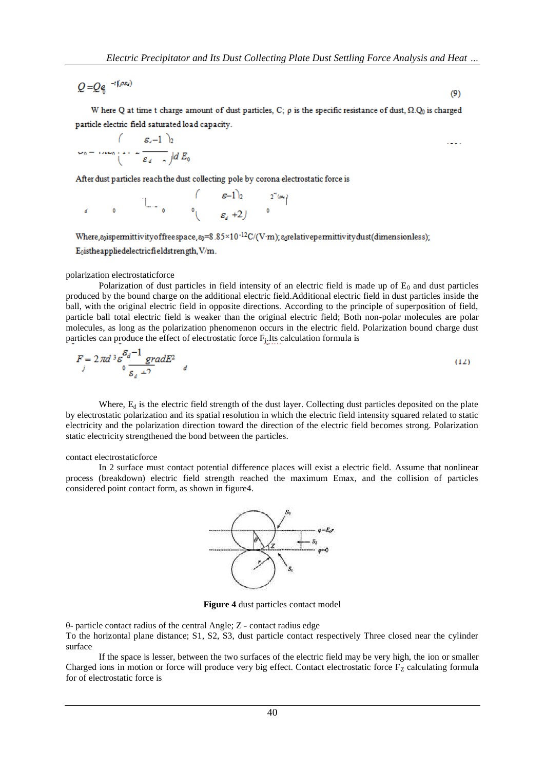$$Q = Q_0 e^{-t/(\rho \varepsilon_d)} \tag{9}$$

Where Q at time t charge amount of dust particles, C; ρ is the specific resistance of dust, Ω.$Q_0$ is charged particle electric field saturated load capacity.

$$Q_0 = \ldots \left(1 + 2\frac{\varepsilon_d - 1}{\varepsilon_d + 2}\right) d E_0$$

After dust particles reach the dust collecting pole by corona electrostatic force is

$$\ldots \left(\frac{\varepsilon - 1}{\varepsilon_d + 2}\right) \ldots$$

Where, $\varepsilon_0$ is permittivity of free space, $\varepsilon_0$=8.85×10$^{-12}$C/(V·m); $\varepsilon_d$ relative permittivity dust (dimensionless); $E_0$ is the applied electric field strength, V/m.

polarization electrostatic force

Polarization of dust particles in field intensity of an electric field is made up of $E_0$ and dust particles produced by the bound charge on the additional electric field. Additional electric field in dust particles inside the ball, with the original electric field in opposite directions. According to the principle of superposition of field, particle ball total electric field is weaker than the original electric field; Both non-polar molecules are polar molecules, as long as the polarization phenomenon occurs in the electric field. Polarization bound charge dust particles can produce the effect of electrostatic force $F_j$. Its calculation formula is

$$F_j = 2\pi d^3 \varepsilon_0 \frac{\varepsilon_d - 1}{\varepsilon_d + 2} gradE_d^2 \tag{12}$$

Where, $E_d$ is the electric field strength of the dust layer. Collecting dust particles deposited on the plate by electrostatic polarization and its spatial resolution in which the electric field intensity squared related to static electricity and the polarization direction toward the direction of the electric field becomes strong. Polarization static electricity strengthened the bond between the particles.

contact electrostatic force

In 2 surface must contact potential difference places will exist a electric field. Assume that nonlinear process (breakdown) electric field strength reached the maximum Emax, and the collision of particles considered point contact form, as shown in figure4.

**Figure 4** dust particles contact model

θ- particle contact radius of the central Angle; Z - contact radius edge

To the horizontal plane distance; S1, S2, S3, dust particle contact respectively Three closed near the cylinder surface

If the space is lesser, between the two surfaces of the electric field may be very high, the ion or smaller Charged ions in motion or force will produce very big effect. Contact electrostatic force $F_Z$ calculating formula for of electrostatic force is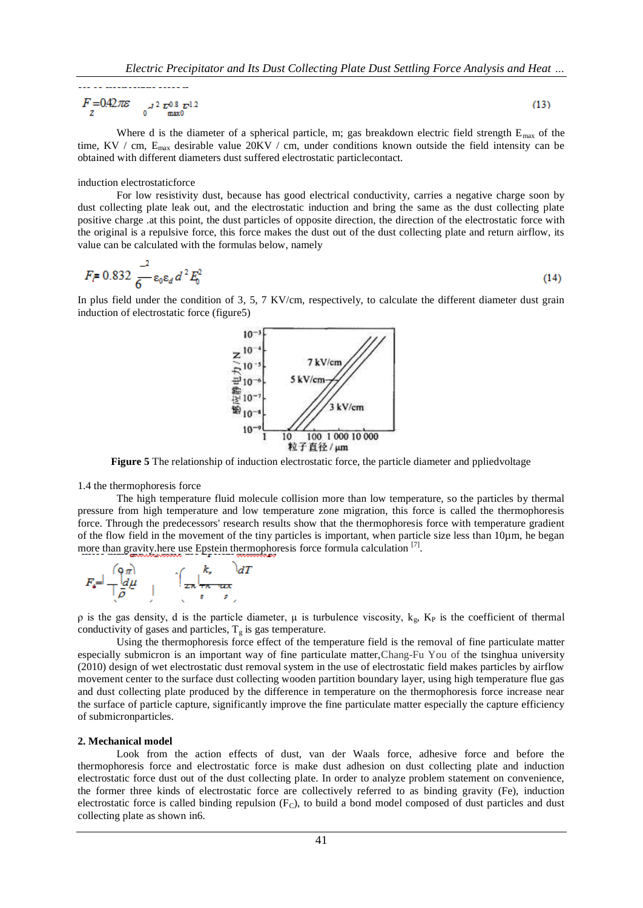$$F_z = 0.42\pi\varepsilon_0 d^2 E_{max0}^{0.8} E_0^{1.2} \tag{13}$$

Where d is the diameter of a spherical particle, m; gas breakdown electric field strength $E_{max}$ of the time, KV / cm, $E_{max}$ desirable value 20KV / cm, under conditions known outside the field intensity can be obtained with different diameters dust suffered electrostatic particlecontact.

induction electrostaticforce

For low resistivity dust, because has good electrical conductivity, carries a negative charge soon by dust collecting plate leak out, and the electrostatic induction and bring the same as the dust collecting plate positive charge .at this point, the dust particles of opposite direction, the direction of the electrostatic force with the original is a repulsive force, this force makes the dust out of the dust collecting plate and return airflow, its value can be calculated with the formulas below, namely

$$F_i = 0.832\frac{\pi^2}{6}\varepsilon_0\varepsilon_d d^2 E_0^2 \tag{14}$$

In plus field under the condition of 3, 5, 7 KV/cm, respectively, to calculate the different diameter dust grain induction of electrostatic force (figure5)

**Figure 5** The relationship of induction electrostatic force, the particle diameter and ppliedvoltage

1.4 the thermophoresis force

The high temperature fluid molecule collision more than low temperature, so the particles by thermal pressure from high temperature and low temperature zone migration, this force is called the thermophoresis force. Through the predecessors' research results show that the thermophoresis force with temperature gradient of the flow field in the movement of the tiny particles is important, when particle size less than 10μm, he began more than gravity.here use Epstein thermophoresis force formula calculation [7].

$$F_t = -\left(\frac{9\pi}{2}\right)\frac{d\mu^2}{\rho}\left(\frac{k_g}{2k_g + k_p}\right)\frac{dT}{T_g\,dx}$$

ρ is the gas density, d is the particle diameter, μ is turbulence viscosity, $k_g$, $K_P$ is the coefficient of thermal conductivity of gases and particles, $T_g$ is gas temperature.

Using the thermophoresis force effect of the temperature field is the removal of fine particulate matter especially submicron is an important way of fine particulate matter,Chang-Fu You of the tsinghua university (2010) design of wet electrostatic dust removal system in the use of electrostatic field makes particles by airflow movement center to the surface dust collecting wooden partition boundary layer, using high temperature flue gas and dust collecting plate produced by the difference in temperature on the thermophoresis force increase near the surface of particle capture, significantly improve the fine particulate matter especially the capture efficiency of submicronparticles.

## 2. Mechanical model

Look from the action effects of dust, van der Waals force, adhesive force and before the thermophoresis force and electrostatic force is make dust adhesion on dust collecting plate and induction electrostatic force dust out of the dust collecting plate. In order to analyze problem statement on convenience, the former three kinds of electrostatic force are collectively referred to as binding gravity (Fe), induction electrostatic force is called binding repulsion ($F_C$), to build a bond model composed of dust particles and dust collecting plate as shown in6.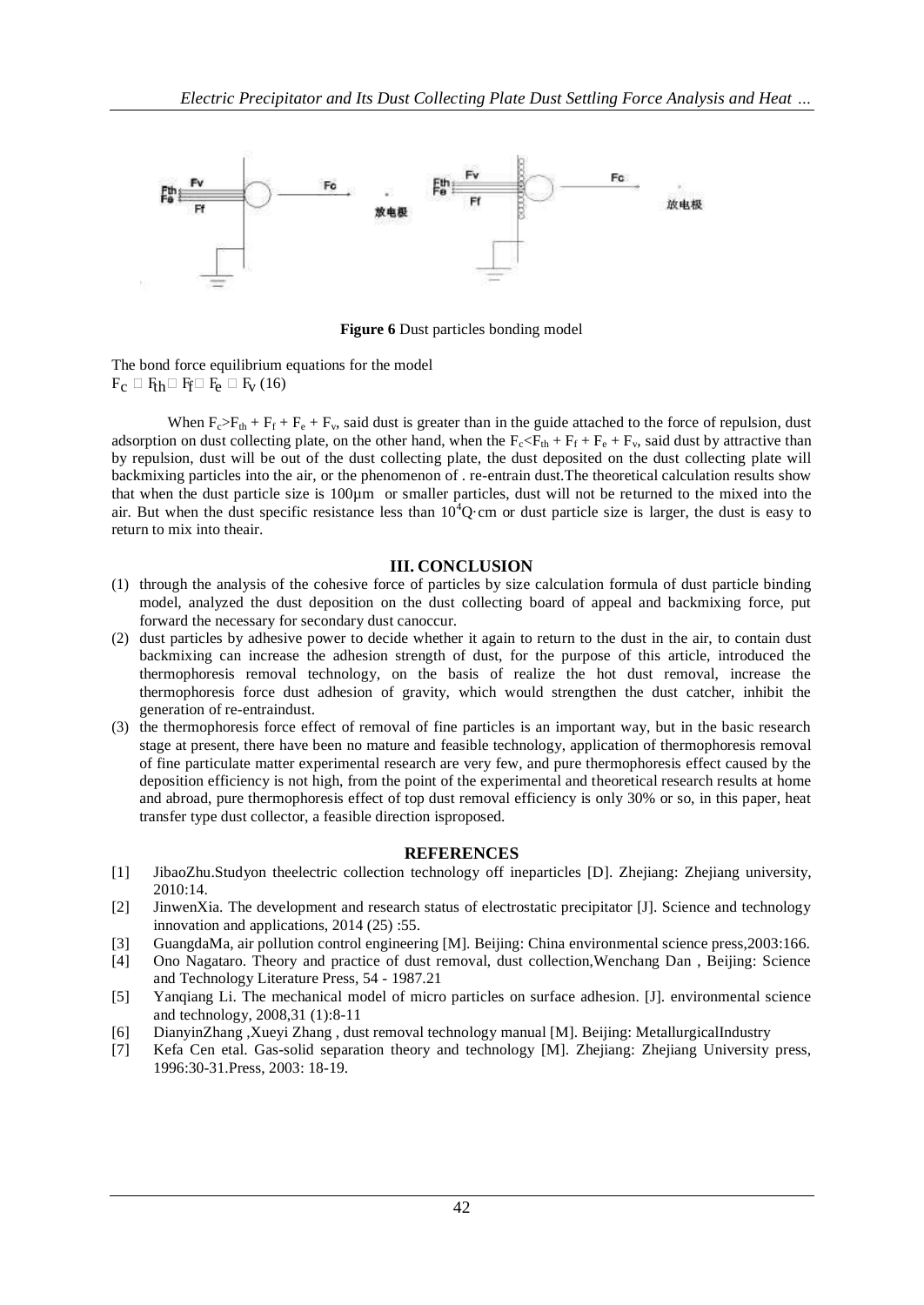Fth Fv Fc
Fe
Ff
放电极

Fth Fv Fc
Fe
Ff
放电极

**Figure 6** Dust particles bonding model

The bond force equilibrium equations for the model

$$F_c = F_{th} + F_f + F_e + F_v \quad (16)$$

When $F_c > F_{th} + F_f + F_e + F_v$, said dust is greater than in the guide attached to the force of repulsion, dust adsorption on dust collecting plate, on the other hand, when the $F_c < F_{th} + F_f + F_e + F_v$, said dust by attractive than by repulsion, dust will be out of the dust collecting plate, the dust deposited on the dust collecting plate will backmixing particles into the air, or the phenomenon of . re-entrain dust.The theoretical calculation results show that when the dust particle size is 100μm or smaller particles, dust will not be returned to the mixed into the air. But when the dust specific resistance less than $10^4$Q·cm or dust particle size is larger, the dust is easy to return to mix into theair.

## III. CONCLUSION

(1) through the analysis of the cohesive force of particles by size calculation formula of dust particle binding model, analyzed the dust deposition on the dust collecting board of appeal and backmixing force, put forward the necessary for secondary dust canoccur.
(2) dust particles by adhesive power to decide whether it again to return to the dust in the air, to contain dust backmixing can increase the adhesion strength of dust, for the purpose of this article, introduced the thermophoresis removal technology, on the basis of realize the hot dust removal, increase the thermophoresis force dust adhesion of gravity, which would strengthen the dust catcher, inhibit the generation of re-entraindust.
(3) the thermophoresis force effect of removal of fine particles is an important way, but in the basic research stage at present, there have been no mature and feasible technology, application of thermophoresis removal of fine particulate matter experimental research are very few, and pure thermophoresis effect caused by the deposition efficiency is not high, from the point of the experimental and theoretical research results at home and abroad, pure thermophoresis effect of top dust removal efficiency is only 30% or so, in this paper, heat transfer type dust collector, a feasible direction isproposed.

## REFERENCES

[1] JibaoZhu.Studyon theelectric collection technology off ineparticles [D]. Zhejiang: Zhejiang university, 2010:14.
[2] JinwenXia. The development and research status of electrostatic precipitator [J]. Science and technology innovation and applications, 2014 (25) :55.
[3] GuangdaMa, air pollution control engineering [M]. Beijing: China environmental science press,2003:166.
[4] Ono Nagataro. Theory and practice of dust removal, dust collection,Wenchang Dan , Beijing: Science and Technology Literature Press, 54 - 1987.21
[5] Yanqiang Li. The mechanical model of micro particles on surface adhesion. [J]. environmental science and technology, 2008,31 (1):8-11
[6] DianyinZhang ,Xueyi Zhang , dust removal technology manual [M]. Beijing: MetallurgicalIndustry
[7] Kefa Cen etal. Gas-solid separation theory and technology [M]. Zhejiang: Zhejiang University press, 1996:30-31.Press, 2003: 18-19.